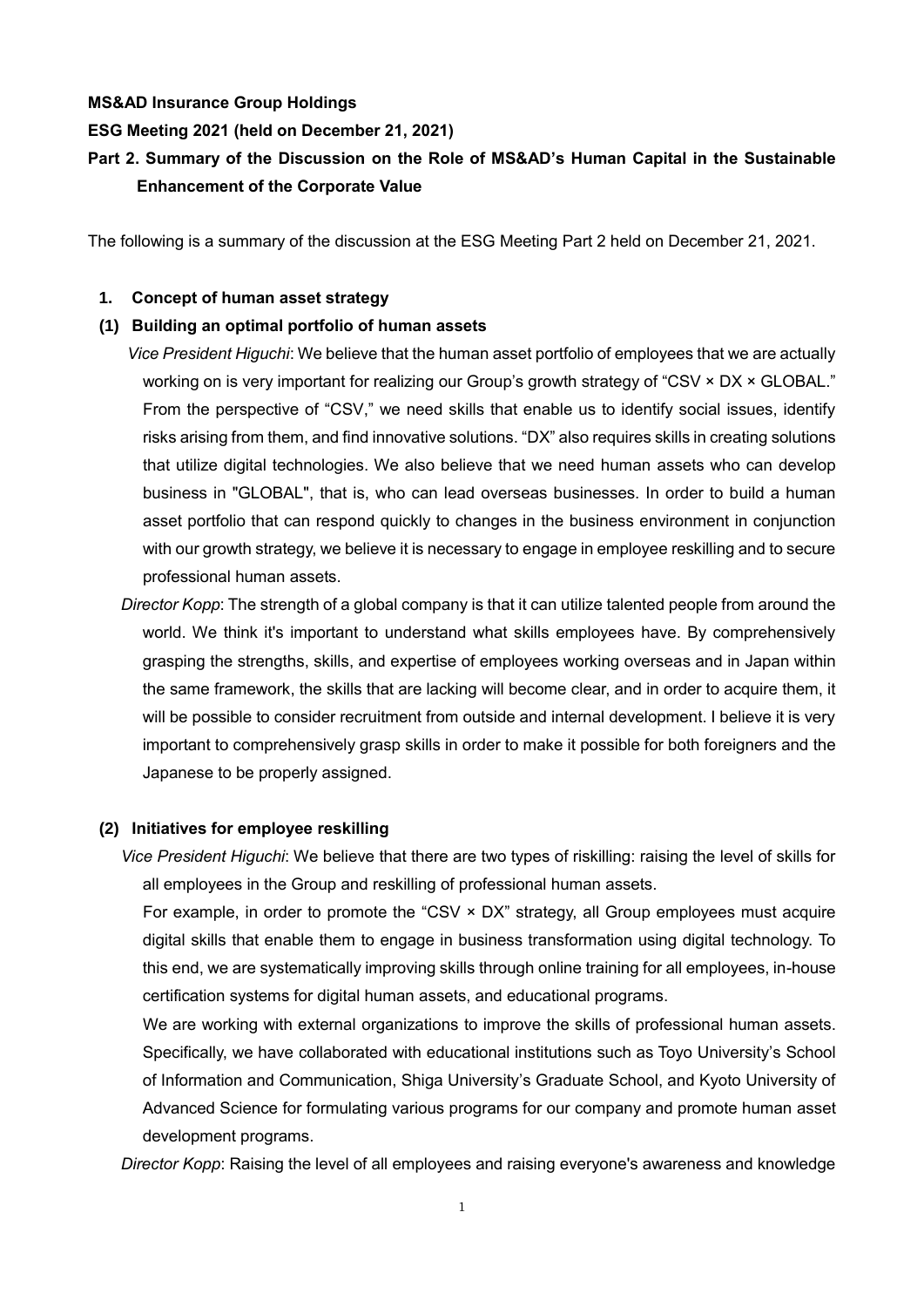**MS&AD Insurance Group Holdings**

**ESG Meeting 2021 (held on December 21, 2021)**

**Part 2. Summary of the Discussion on the Role of MS&AD's Human Capital in the Sustainable Enhancement of the Corporate Value**

The following is a summary of the discussion at the ESG Meeting Part 2 held on December 21, 2021.

## 1. Concept of human asset strategy

### (1) Building an optimal portfolio of human assets

*Vice President Higuchi*: We believe that the human asset portfolio of employees that we are actually working on is very important for realizing our Group's growth strategy of "CSV × DX × GLOBAL." From the perspective of "CSV," we need skills that enable us to identify social issues, identify risks arising from them, and find innovative solutions. "DX" also requires skills in creating solutions that utilize digital technologies. We also believe that we need human assets who can develop business in "GLOBAL", that is, who can lead overseas businesses. In order to build a human asset portfolio that can respond quickly to changes in the business environment in conjunction with our growth strategy, we believe it is necessary to engage in employee reskilling and to secure professional human assets.

*Director Kopp*: The strength of a global company is that it can utilize talented people from around the world. We think it's important to understand what skills employees have. By comprehensively grasping the strengths, skills, and expertise of employees working overseas and in Japan within the same framework, the skills that are lacking will become clear, and in order to acquire them, it will be possible to consider recruitment from outside and internal development. I believe it is very important to comprehensively grasp skills in order to make it possible for both foreigners and the Japanese to be properly assigned.

### (2) Initiatives for employee reskilling

*Vice President Higuchi*: We believe that there are two types of riskilling: raising the level of skills for all employees in the Group and reskilling of professional human assets.

For example, in order to promote the "CSV × DX" strategy, all Group employees must acquire digital skills that enable them to engage in business transformation using digital technology. To this end, we are systematically improving skills through online training for all employees, in-house certification systems for digital human assets, and educational programs.

We are working with external organizations to improve the skills of professional human assets. Specifically, we have collaborated with educational institutions such as Toyo University's School of Information and Communication, Shiga University's Graduate School, and Kyoto University of Advanced Science for formulating various programs for our company and promote human asset development programs.

*Director Kopp*: Raising the level of all employees and raising everyone's awareness and knowledge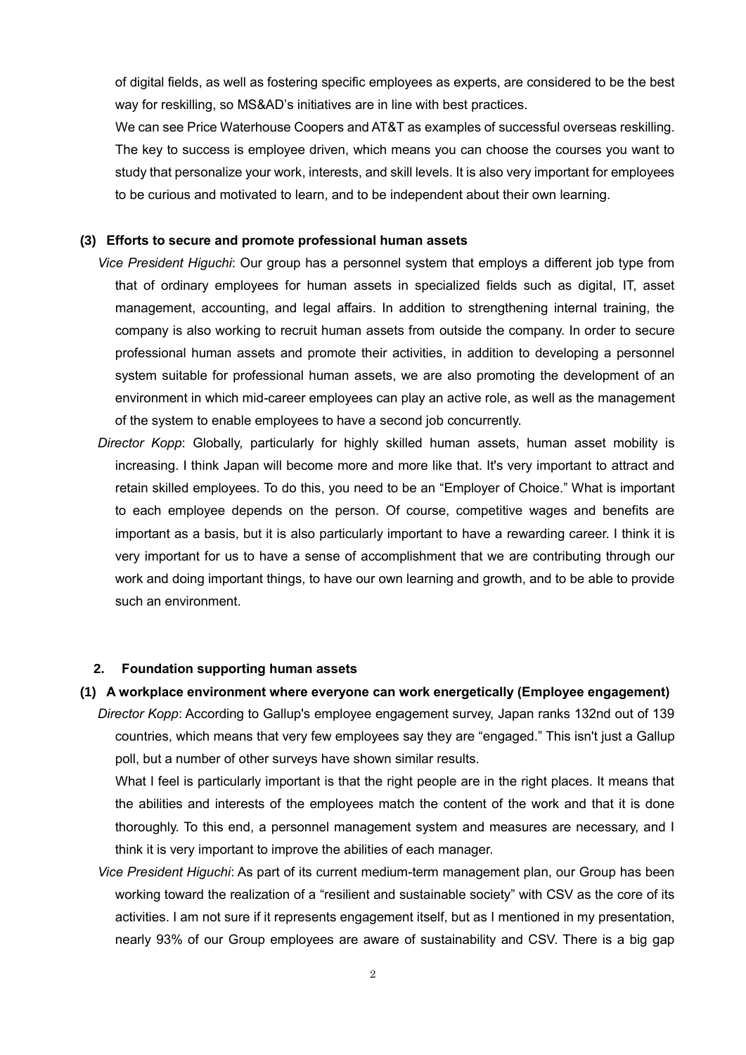of digital fields, as well as fostering specific employees as experts, are considered to be the best way for reskilling, so MS&AD's initiatives are in line with best practices.

We can see Price Waterhouse Coopers and AT&T as examples of successful overseas reskilling. The key to success is employee driven, which means you can choose the courses you want to study that personalize your work, interests, and skill levels. It is also very important for employees to be curious and motivated to learn, and to be independent about their own learning.

### (3) Efforts to secure and promote professional human assets

*Vice President Higuchi*: Our group has a personnel system that employs a different job type from that of ordinary employees for human assets in specialized fields such as digital, IT, asset management, accounting, and legal affairs. In addition to strengthening internal training, the company is also working to recruit human assets from outside the company. In order to secure professional human assets and promote their activities, in addition to developing a personnel system suitable for professional human assets, we are also promoting the development of an environment in which mid-career employees can play an active role, as well as the management of the system to enable employees to have a second job concurrently.

*Director Kopp*: Globally, particularly for highly skilled human assets, human asset mobility is increasing. I think Japan will become more and more like that. It's very important to attract and retain skilled employees. To do this, you need to be an "Employer of Choice." What is important to each employee depends on the person. Of course, competitive wages and benefits are important as a basis, but it is also particularly important to have a rewarding career. I think it is very important for us to have a sense of accomplishment that we are contributing through our work and doing important things, to have our own learning and growth, and to be able to provide such an environment.

## 2. Foundation supporting human assets

### (1) A workplace environment where everyone can work energetically (Employee engagement)

*Director Kopp*: According to Gallup's employee engagement survey, Japan ranks 132nd out of 139 countries, which means that very few employees say they are "engaged." This isn't just a Gallup poll, but a number of other surveys have shown similar results.

What I feel is particularly important is that the right people are in the right places. It means that the abilities and interests of the employees match the content of the work and that it is done thoroughly. To this end, a personnel management system and measures are necessary, and I think it is very important to improve the abilities of each manager.

*Vice President Higuchi*: As part of its current medium-term management plan, our Group has been working toward the realization of a "resilient and sustainable society" with CSV as the core of its activities. I am not sure if it represents engagement itself, but as I mentioned in my presentation, nearly 93% of our Group employees are aware of sustainability and CSV. There is a big gap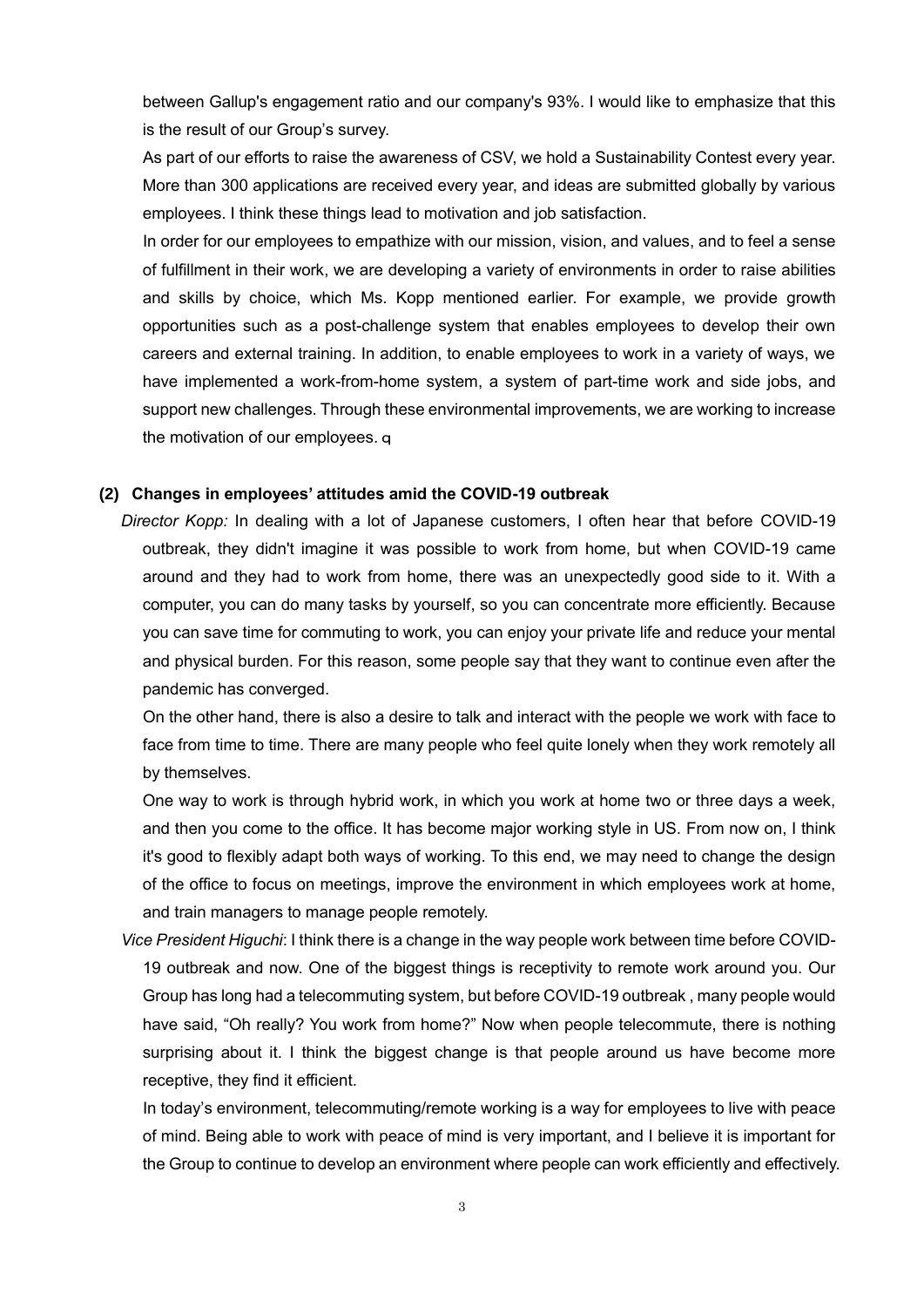between Gallup's engagement ratio and our company's 93%. I would like to emphasize that this is the result of our Group's survey.

As part of our efforts to raise the awareness of CSV, we hold a Sustainability Contest every year. More than 300 applications are received every year, and ideas are submitted globally by various employees. I think these things lead to motivation and job satisfaction.

In order for our employees to empathize with our mission, vision, and values, and to feel a sense of fulfillment in their work, we are developing a variety of environments in order to raise abilities and skills by choice, which Ms. Kopp mentioned earlier. For example, we provide growth opportunities such as a post-challenge system that enables employees to develop their own careers and external training. In addition, to enable employees to work in a variety of ways, we have implemented a work-from-home system, a system of part-time work and side jobs, and support new challenges. Through these environmental improvements, we are working to increase the motivation of our employees. q

**(2) Changes in employees' attitudes amid the COVID-19 outbreak**

*Director Kopp:* In dealing with a lot of Japanese customers, I often hear that before COVID-19 outbreak, they didn't imagine it was possible to work from home, but when COVID-19 came around and they had to work from home, there was an unexpectedly good side to it. With a computer, you can do many tasks by yourself, so you can concentrate more efficiently. Because you can save time for commuting to work, you can enjoy your private life and reduce your mental and physical burden. For this reason, some people say that they want to continue even after the pandemic has converged.

On the other hand, there is also a desire to talk and interact with the people we work with face to face from time to time. There are many people who feel quite lonely when they work remotely all by themselves.

One way to work is through hybrid work, in which you work at home two or three days a week, and then you come to the office. It has become major working style in US. From now on, I think it's good to flexibly adapt both ways of working. To this end, we may need to change the design of the office to focus on meetings, improve the environment in which employees work at home, and train managers to manage people remotely.

*Vice President Higuchi*: I think there is a change in the way people work between time before COVID-19 outbreak and now. One of the biggest things is receptivity to remote work around you. Our Group has long had a telecommuting system, but before COVID-19 outbreak , many people would have said, "Oh really? You work from home?" Now when people telecommute, there is nothing surprising about it. I think the biggest change is that people around us have become more receptive, they find it efficient.

In today's environment, telecommuting/remote working is a way for employees to live with peace of mind. Being able to work with peace of mind is very important, and I believe it is important for the Group to continue to develop an environment where people can work efficiently and effectively.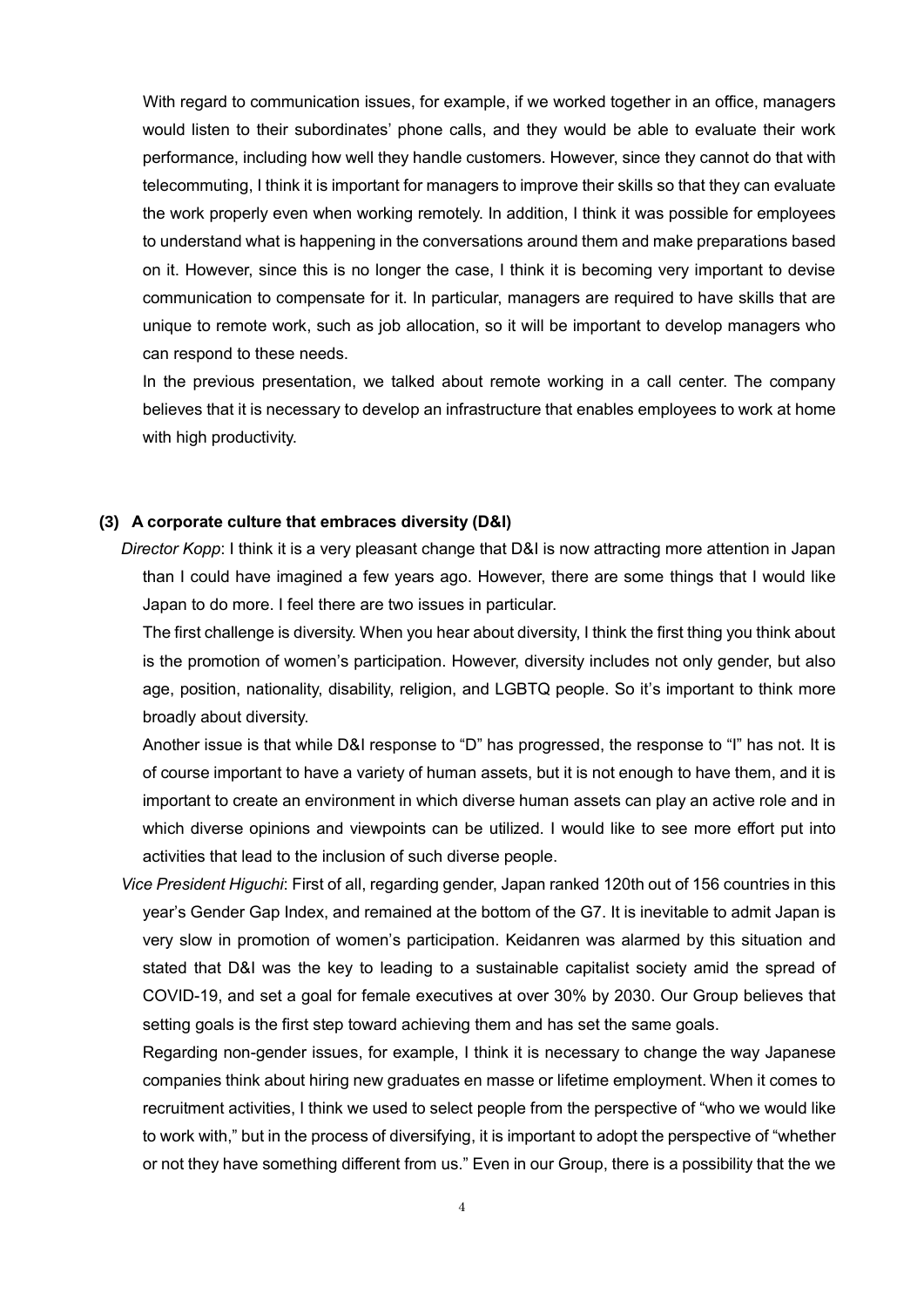With regard to communication issues, for example, if we worked together in an office, managers would listen to their subordinates' phone calls, and they would be able to evaluate their work performance, including how well they handle customers. However, since they cannot do that with telecommuting, I think it is important for managers to improve their skills so that they can evaluate the work properly even when working remotely. In addition, I think it was possible for employees to understand what is happening in the conversations around them and make preparations based on it. However, since this is no longer the case, I think it is becoming very important to devise communication to compensate for it. In particular, managers are required to have skills that are unique to remote work, such as job allocation, so it will be important to develop managers who can respond to these needs.

In the previous presentation, we talked about remote working in a call center. The company believes that it is necessary to develop an infrastructure that enables employees to work at home with high productivity.

### (3) A corporate culture that embraces diversity (D&I)

*Director Kopp*: I think it is a very pleasant change that D&I is now attracting more attention in Japan than I could have imagined a few years ago. However, there are some things that I would like Japan to do more. I feel there are two issues in particular.

The first challenge is diversity. When you hear about diversity, I think the first thing you think about is the promotion of women's participation. However, diversity includes not only gender, but also age, position, nationality, disability, religion, and LGBTQ people. So it's important to think more broadly about diversity.

Another issue is that while D&I response to "D" has progressed, the response to "I" has not. It is of course important to have a variety of human assets, but it is not enough to have them, and it is important to create an environment in which diverse human assets can play an active role and in which diverse opinions and viewpoints can be utilized. I would like to see more effort put into activities that lead to the inclusion of such diverse people.

*Vice President Higuchi*: First of all, regarding gender, Japan ranked 120th out of 156 countries in this year's Gender Gap Index, and remained at the bottom of the G7. It is inevitable to admit Japan is very slow in promotion of women's participation. Keidanren was alarmed by this situation and stated that D&I was the key to leading to a sustainable capitalist society amid the spread of COVID-19, and set a goal for female executives at over 30% by 2030. Our Group believes that setting goals is the first step toward achieving them and has set the same goals.

Regarding non-gender issues, for example, I think it is necessary to change the way Japanese companies think about hiring new graduates en masse or lifetime employment. When it comes to recruitment activities, I think we used to select people from the perspective of "who we would like to work with," but in the process of diversifying, it is important to adopt the perspective of "whether or not they have something different from us." Even in our Group, there is a possibility that the we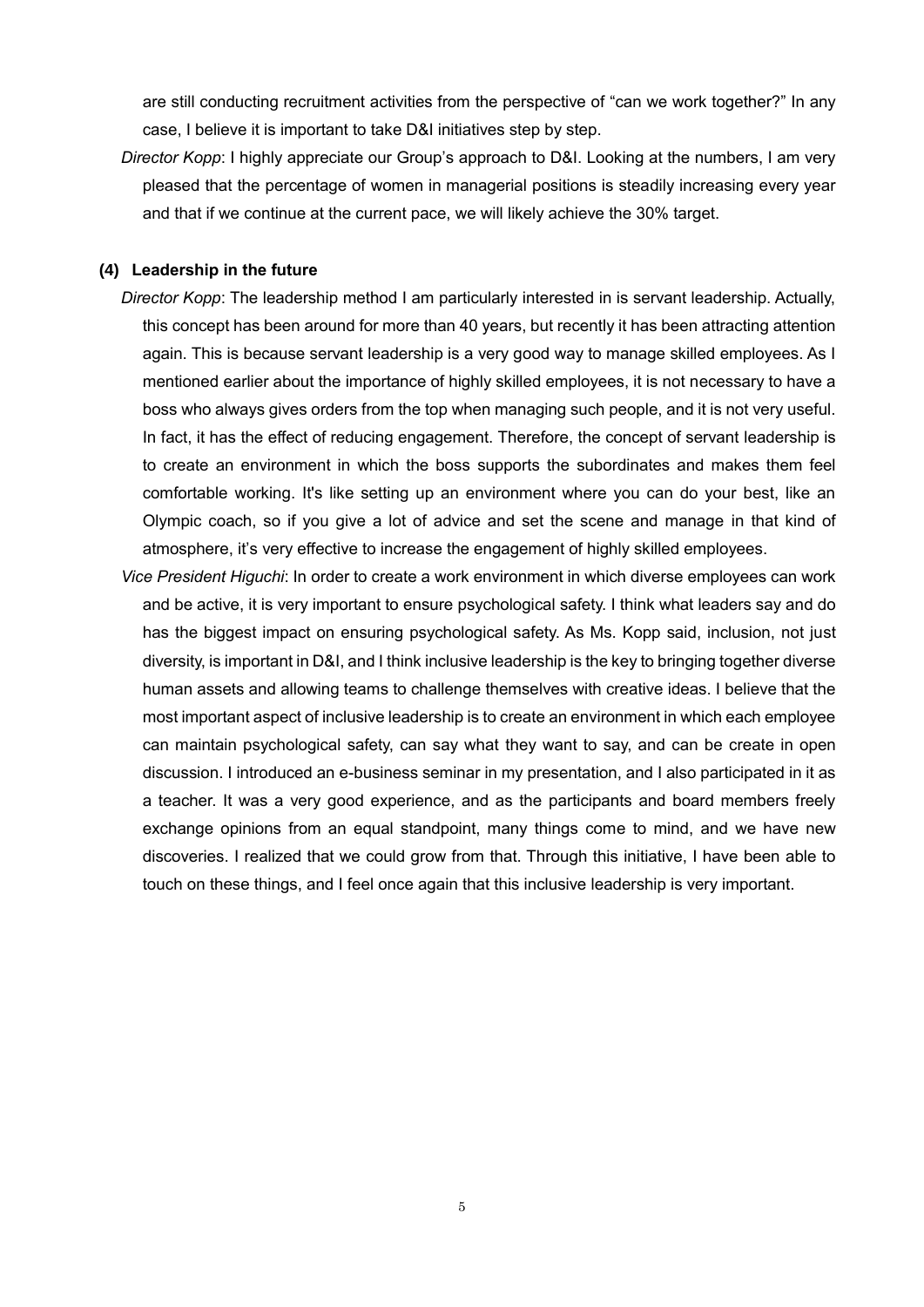are still conducting recruitment activities from the perspective of "can we work together?" In any case, I believe it is important to take D&I initiatives step by step.

*Director Kopp*: I highly appreciate our Group's approach to D&I. Looking at the numbers, I am very pleased that the percentage of women in managerial positions is steadily increasing every year and that if we continue at the current pace, we will likely achieve the 30% target.

### (4) Leadership in the future

*Director Kopp*: The leadership method I am particularly interested in is servant leadership. Actually, this concept has been around for more than 40 years, but recently it has been attracting attention again. This is because servant leadership is a very good way to manage skilled employees. As I mentioned earlier about the importance of highly skilled employees, it is not necessary to have a boss who always gives orders from the top when managing such people, and it is not very useful. In fact, it has the effect of reducing engagement. Therefore, the concept of servant leadership is to create an environment in which the boss supports the subordinates and makes them feel comfortable working. It's like setting up an environment where you can do your best, like an Olympic coach, so if you give a lot of advice and set the scene and manage in that kind of atmosphere, it's very effective to increase the engagement of highly skilled employees.

*Vice President Higuchi*: In order to create a work environment in which diverse employees can work and be active, it is very important to ensure psychological safety. I think what leaders say and do has the biggest impact on ensuring psychological safety. As Ms. Kopp said, inclusion, not just diversity, is important in D&I, and I think inclusive leadership is the key to bringing together diverse human assets and allowing teams to challenge themselves with creative ideas. I believe that the most important aspect of inclusive leadership is to create an environment in which each employee can maintain psychological safety, can say what they want to say, and can be create in open discussion. I introduced an e-business seminar in my presentation, and I also participated in it as a teacher. It was a very good experience, and as the participants and board members freely exchange opinions from an equal standpoint, many things come to mind, and we have new discoveries. I realized that we could grow from that. Through this initiative, I have been able to touch on these things, and I feel once again that this inclusive leadership is very important.